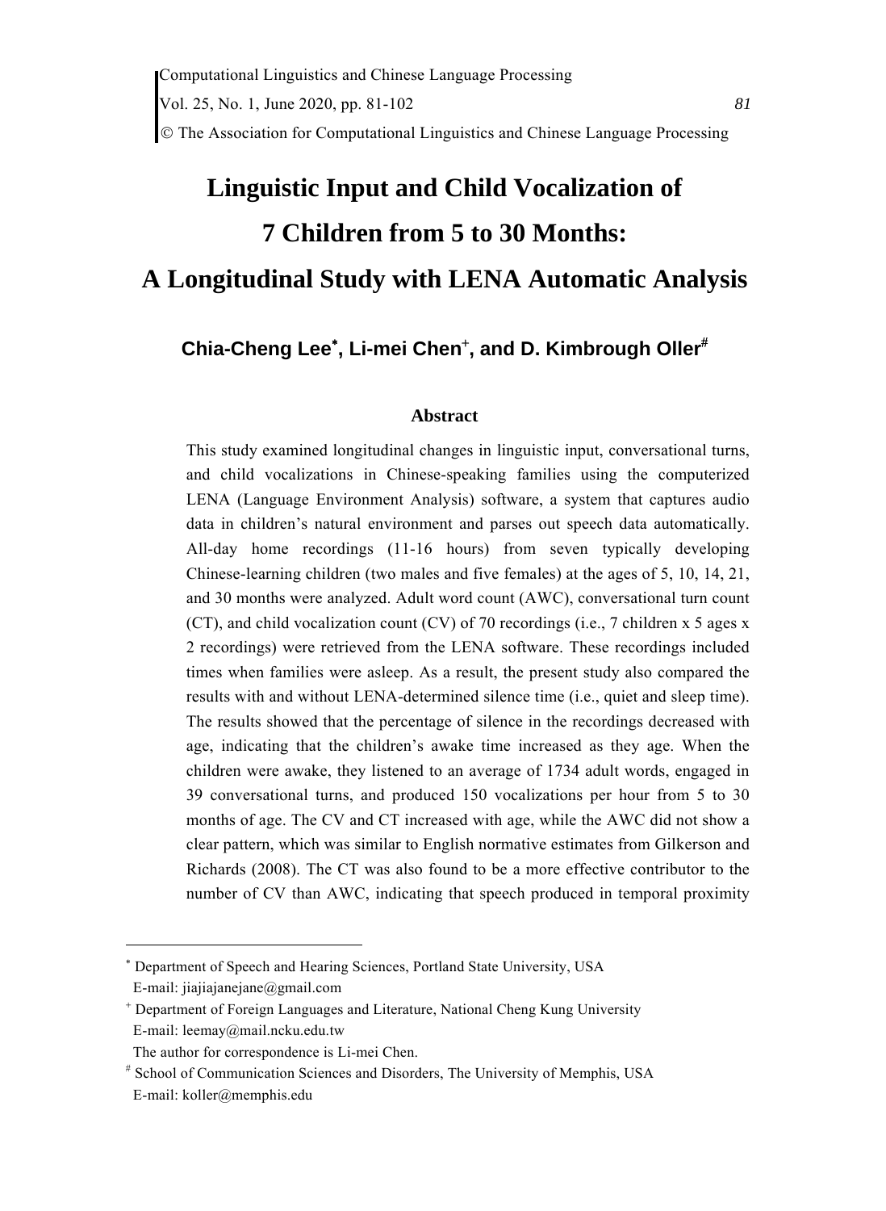# Linguistic Input and Child Vocalization of 7 Children from 5 to 30 Months: A Longitudinal Study with LENA Automatic Analysis

**Chia-Cheng Lee[*], Li-mei Chen[+], and D. Kimbrough Oller[#]**

## Abstract

This study examined longitudinal changes in linguistic input, conversational turns, and child vocalizations in Chinese-speaking families using the computerized LENA (Language Environment Analysis) software, a system that captures audio data in children's natural environment and parses out speech data automatically. All-day home recordings (11-16 hours) from seven typically developing Chinese-learning children (two males and five females) at the ages of 5, 10, 14, 21, and 30 months were analyzed. Adult word count (AWC), conversational turn count (CT), and child vocalization count (CV) of 70 recordings (i.e., 7 children x 5 ages x 2 recordings) were retrieved from the LENA software. These recordings included times when families were asleep. As a result, the present study also compared the results with and without LENA-determined silence time (i.e., quiet and sleep time). The results showed that the percentage of silence in the recordings decreased with age, indicating that the children's awake time increased as they age. When the children were awake, they listened to an average of 1734 adult words, engaged in 39 conversational turns, and produced 150 vocalizations per hour from 5 to 30 months of age. The CV and CT increased with age, while the AWC did not show a clear pattern, which was similar to English normative estimates from Gilkerson and Richards (2008). The CT was also found to be a more effective contributor to the number of CV than AWC, indicating that speech produced in temporal proximity

---

[*] Department of Speech and Hearing Sciences, Portland State University, USA
E-mail: jiajiajanejane@gmail.com

[+] Department of Foreign Languages and Literature, National Cheng Kung University
E-mail: leemay@mail.ncku.edu.tw
The author for correspondence is Li-mei Chen.

[#] School of Communication Sciences and Disorders, The University of Memphis, USA
E-mail: koller@memphis.edu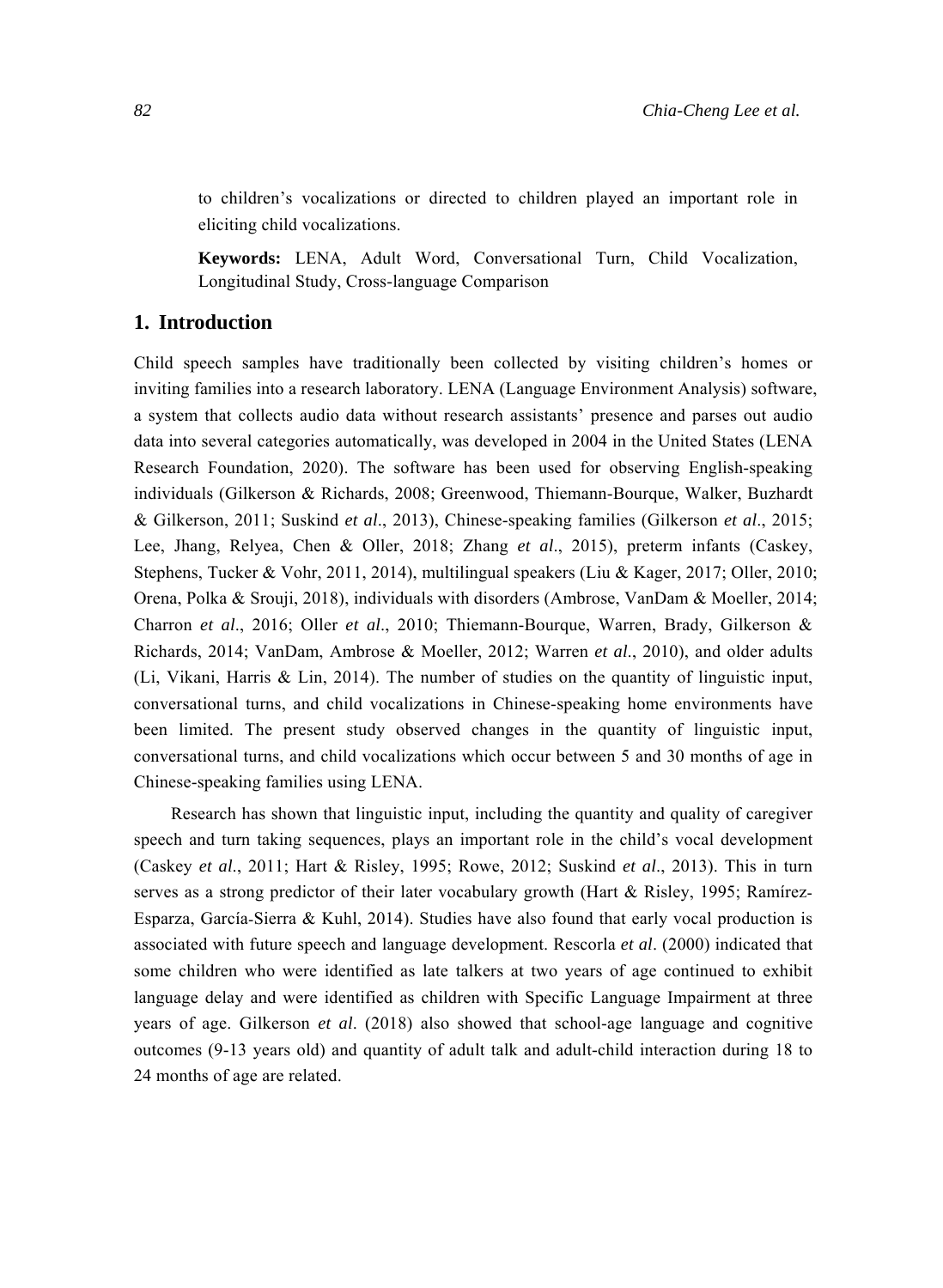to children's vocalizations or directed to children played an important role in eliciting child vocalizations.

**Keywords:** LENA, Adult Word, Conversational Turn, Child Vocalization, Longitudinal Study, Cross-language Comparison

## 1. Introduction

Child speech samples have traditionally been collected by visiting children's homes or inviting families into a research laboratory. LENA (Language Environment Analysis) software, a system that collects audio data without research assistants' presence and parses out audio data into several categories automatically, was developed in 2004 in the United States (LENA Research Foundation, 2020). The software has been used for observing English-speaking individuals (Gilkerson & Richards, 2008; Greenwood, Thiemann-Bourque, Walker, Buzhardt & Gilkerson, 2011; Suskind *et al*., 2013), Chinese-speaking families (Gilkerson *et al*., 2015; Lee, Jhang, Relyea, Chen & Oller, 2018; Zhang *et al*., 2015), preterm infants (Caskey, Stephens, Tucker & Vohr, 2011, 2014), multilingual speakers (Liu & Kager, 2017; Oller, 2010; Orena, Polka & Srouji, 2018), individuals with disorders (Ambrose, VanDam & Moeller, 2014; Charron *et al*., 2016; Oller *et al*., 2010; Thiemann-Bourque, Warren, Brady, Gilkerson & Richards, 2014; VanDam, Ambrose & Moeller, 2012; Warren *et al*., 2010), and older adults (Li, Vikani, Harris & Lin, 2014). The number of studies on the quantity of linguistic input, conversational turns, and child vocalizations in Chinese-speaking home environments have been limited. The present study observed changes in the quantity of linguistic input, conversational turns, and child vocalizations which occur between 5 and 30 months of age in Chinese-speaking families using LENA.

Research has shown that linguistic input, including the quantity and quality of caregiver speech and turn taking sequences, plays an important role in the child's vocal development (Caskey *et al*., 2011; Hart & Risley, 1995; Rowe, 2012; Suskind *et al*., 2013). This in turn serves as a strong predictor of their later vocabulary growth (Hart & Risley, 1995; Ramírez-Esparza, García-Sierra & Kuhl, 2014). Studies have also found that early vocal production is associated with future speech and language development. Rescorla *et al*. (2000) indicated that some children who were identified as late talkers at two years of age continued to exhibit language delay and were identified as children with Specific Language Impairment at three years of age. Gilkerson *et al*. (2018) also showed that school-age language and cognitive outcomes (9-13 years old) and quantity of adult talk and adult-child interaction during 18 to 24 months of age are related.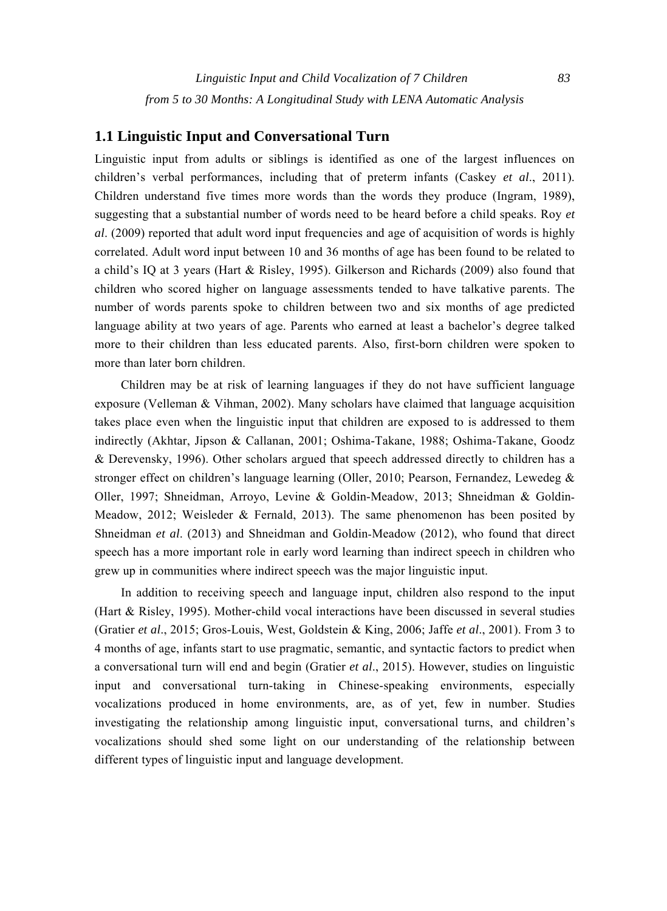## 1.1 Linguistic Input and Conversational Turn

Linguistic input from adults or siblings is identified as one of the largest influences on children's verbal performances, including that of preterm infants (Caskey *et al*., 2011). Children understand five times more words than the words they produce (Ingram, 1989), suggesting that a substantial number of words need to be heard before a child speaks. Roy *et al*. (2009) reported that adult word input frequencies and age of acquisition of words is highly correlated. Adult word input between 10 and 36 months of age has been found to be related to a child's IQ at 3 years (Hart & Risley, 1995). Gilkerson and Richards (2009) also found that children who scored higher on language assessments tended to have talkative parents. The number of words parents spoke to children between two and six months of age predicted language ability at two years of age. Parents who earned at least a bachelor's degree talked more to their children than less educated parents. Also, first-born children were spoken to more than later born children.

Children may be at risk of learning languages if they do not have sufficient language exposure (Velleman & Vihman, 2002). Many scholars have claimed that language acquisition takes place even when the linguistic input that children are exposed to is addressed to them indirectly (Akhtar, Jipson & Callanan, 2001; Oshima-Takane, 1988; Oshima-Takane, Goodz & Derevensky, 1996). Other scholars argued that speech addressed directly to children has a stronger effect on children's language learning (Oller, 2010; Pearson, Fernandez, Lewedeg & Oller, 1997; Shneidman, Arroyo, Levine & Goldin-Meadow, 2013; Shneidman & Goldin-Meadow, 2012; Weisleder & Fernald, 2013). The same phenomenon has been posited by Shneidman *et al*. (2013) and Shneidman and Goldin-Meadow (2012), who found that direct speech has a more important role in early word learning than indirect speech in children who grew up in communities where indirect speech was the major linguistic input.

In addition to receiving speech and language input, children also respond to the input (Hart & Risley, 1995). Mother-child vocal interactions have been discussed in several studies (Gratier *et al*., 2015; Gros-Louis, West, Goldstein & King, 2006; Jaffe *et al*., 2001). From 3 to 4 months of age, infants start to use pragmatic, semantic, and syntactic factors to predict when a conversational turn will end and begin (Gratier *et al*., 2015). However, studies on linguistic input and conversational turn-taking in Chinese-speaking environments, especially vocalizations produced in home environments, are, as of yet, few in number. Studies investigating the relationship among linguistic input, conversational turns, and children's vocalizations should shed some light on our understanding of the relationship between different types of linguistic input and language development.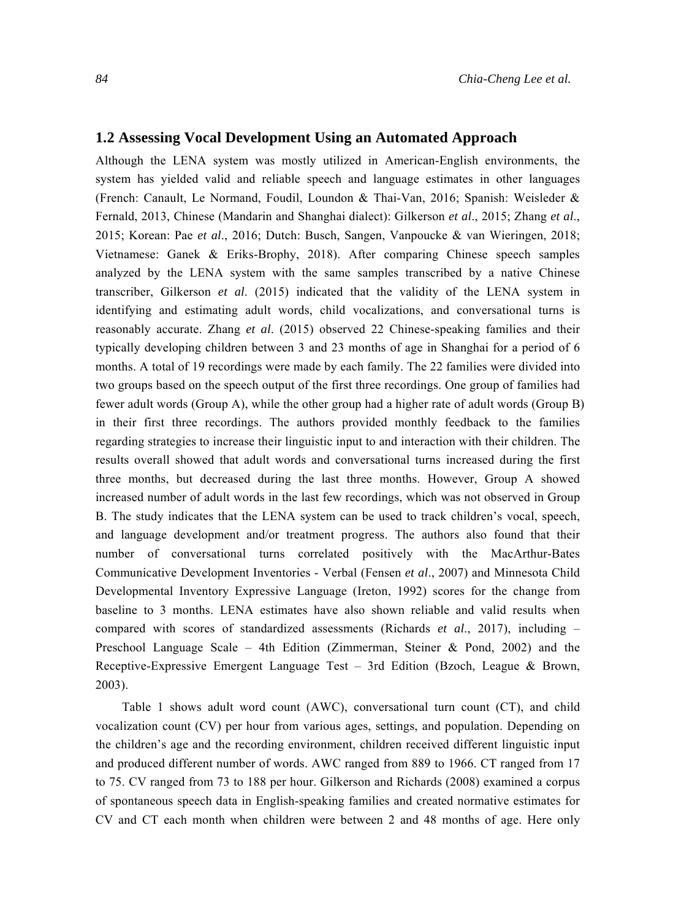## 1.2 Assessing Vocal Development Using an Automated Approach

Although the LENA system was mostly utilized in American-English environments, the system has yielded valid and reliable speech and language estimates in other languages (French: Canault, Le Normand, Foudil, Loundon & Thai-Van, 2016; Spanish: Weisleder & Fernald, 2013, Chinese (Mandarin and Shanghai dialect): Gilkerson *et al*., 2015; Zhang *et al*., 2015; Korean: Pae *et al*., 2016; Dutch: Busch, Sangen, Vanpoucke & van Wieringen, 2018; Vietnamese: Ganek & Eriks-Brophy, 2018). After comparing Chinese speech samples analyzed by the LENA system with the same samples transcribed by a native Chinese transcriber, Gilkerson *et al*. (2015) indicated that the validity of the LENA system in identifying and estimating adult words, child vocalizations, and conversational turns is reasonably accurate. Zhang *et al*. (2015) observed 22 Chinese-speaking families and their typically developing children between 3 and 23 months of age in Shanghai for a period of 6 months. A total of 19 recordings were made by each family. The 22 families were divided into two groups based on the speech output of the first three recordings. One group of families had fewer adult words (Group A), while the other group had a higher rate of adult words (Group B) in their first three recordings. The authors provided monthly feedback to the families regarding strategies to increase their linguistic input to and interaction with their children. The results overall showed that adult words and conversational turns increased during the first three months, but decreased during the last three months. However, Group A showed increased number of adult words in the last few recordings, which was not observed in Group B. The study indicates that the LENA system can be used to track children's vocal, speech, and language development and/or treatment progress. The authors also found that their number of conversational turns correlated positively with the MacArthur-Bates Communicative Development Inventories - Verbal (Fensen *et al*., 2007) and Minnesota Child Developmental Inventory Expressive Language (Ireton, 1992) scores for the change from baseline to 3 months. LENA estimates have also shown reliable and valid results when compared with scores of standardized assessments (Richards *et al*., 2017), including – Preschool Language Scale – 4th Edition (Zimmerman, Steiner & Pond, 2002) and the Receptive-Expressive Emergent Language Test – 3rd Edition (Bzoch, League & Brown, 2003).

Table 1 shows adult word count (AWC), conversational turn count (CT), and child vocalization count (CV) per hour from various ages, settings, and population. Depending on the children's age and the recording environment, children received different linguistic input and produced different number of words. AWC ranged from 889 to 1966. CT ranged from 17 to 75. CV ranged from 73 to 188 per hour. Gilkerson and Richards (2008) examined a corpus of spontaneous speech data in English-speaking families and created normative estimates for CV and CT each month when children were between 2 and 48 months of age. Here only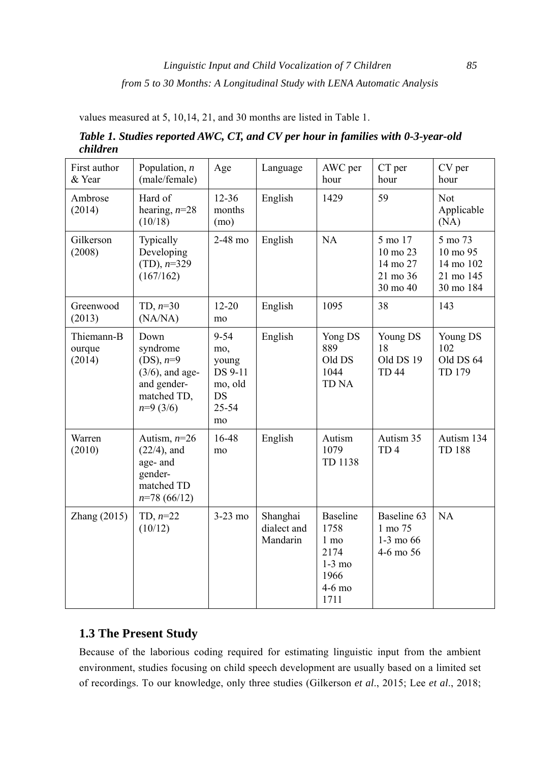values measured at 5, 10,14, 21, and 30 months are listed in Table 1.

***Table 1. Studies reported AWC, CT, and CV per hour in families with 0-3-year-old children***

| First author & Year | Population, *n* (male/female) | Age | Language | AWC per hour | CT per hour | CV per hour |
|---|---|---|---|---|---|---|
| Ambrose (2014) | Hard of hearing, *n*=28 (10/18) | 12-36 months (mo) | English | 1429 | 59 | Not Applicable (NA) |
| Gilkerson (2008) | Typically Developing (TD), *n*=329 (167/162) | 2-48 mo | English | NA | 5 mo 17<br>10 mo 23<br>14 mo 27<br>21 mo 36<br>30 mo 40 | 5 mo 73<br>10 mo 95<br>14 mo 102<br>21 mo 145<br>30 mo 184 |
| Greenwood (2013) | TD, *n*=30 (NA/NA) | 12-20 mo | English | 1095 | 38 | 143 |
| Thiemann-Bourque (2014) | Down syndrome (DS), *n*=9 (3/6), and age- and gender-matched TD, *n*=9 (3/6) | 9-54 mo, young DS 9-11 mo, old DS 25-54 mo | English | Yong DS 889<br>Old DS 1044<br>TD NA | Young DS 18<br>Old DS 19<br>TD 44 | Young DS 102<br>Old DS 64<br>TD 179 |
| Warren (2010) | Autism, *n*=26 (22/4), and age- and gender-matched TD *n*=78 (66/12) | 16-48 mo | English | Autism 1079<br>TD 1138 | Autism 35<br>TD 4 | Autism 134<br>TD 188 |
| Zhang (2015) | TD, *n*=22 (10/12) | 3-23 mo | Shanghai dialect and Mandarin | Baseline 1758<br>1 mo 2174<br>1-3 mo 1966<br>4-6 mo 1711 | Baseline 63<br>1 mo 75<br>1-3 mo 66<br>4-6 mo 56 | NA |

## 1.3 The Present Study

Because of the laborious coding required for estimating linguistic input from the ambient environment, studies focusing on child speech development are usually based on a limited set of recordings. To our knowledge, only three studies (Gilkerson *et al*., 2015; Lee *et al*., 2018;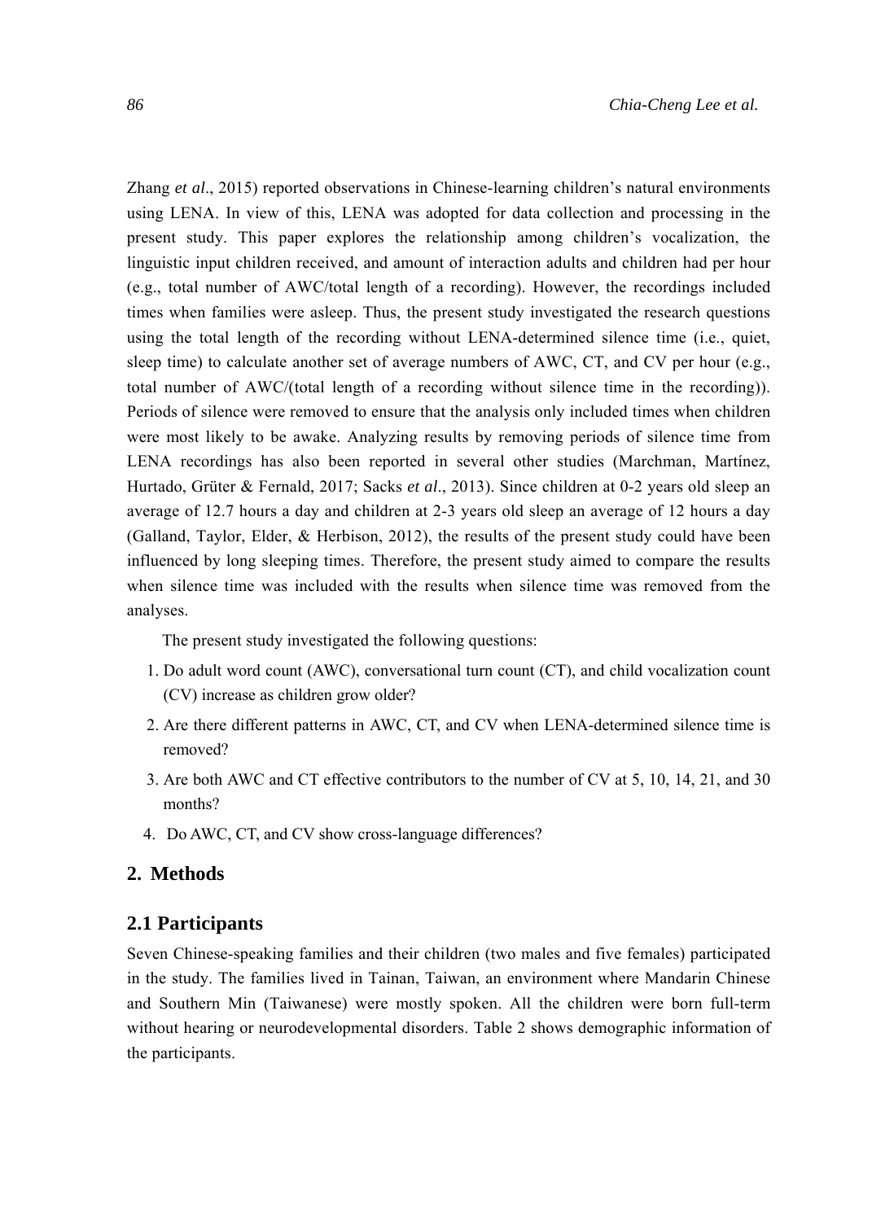Zhang *et al*., 2015) reported observations in Chinese-learning children's natural environments using LENA. In view of this, LENA was adopted for data collection and processing in the present study. This paper explores the relationship among children's vocalization, the linguistic input children received, and amount of interaction adults and children had per hour (e.g., total number of AWC/total length of a recording). However, the recordings included times when families were asleep. Thus, the present study investigated the research questions using the total length of the recording without LENA-determined silence time (i.e., quiet, sleep time) to calculate another set of average numbers of AWC, CT, and CV per hour (e.g., total number of AWC/(total length of a recording without silence time in the recording)). Periods of silence were removed to ensure that the analysis only included times when children were most likely to be awake. Analyzing results by removing periods of silence time from LENA recordings has also been reported in several other studies (Marchman, Martínez, Hurtado, Grüter & Fernald, 2017; Sacks *et al*., 2013). Since children at 0-2 years old sleep an average of 12.7 hours a day and children at 2-3 years old sleep an average of 12 hours a day (Galland, Taylor, Elder, & Herbison, 2012), the results of the present study could have been influenced by long sleeping times. Therefore, the present study aimed to compare the results when silence time was included with the results when silence time was removed from the analyses.

The present study investigated the following questions:

1. Do adult word count (AWC), conversational turn count (CT), and child vocalization count (CV) increase as children grow older?
2. Are there different patterns in AWC, CT, and CV when LENA-determined silence time is removed?
3. Are both AWC and CT effective contributors to the number of CV at 5, 10, 14, 21, and 30 months?
4. Do AWC, CT, and CV show cross-language differences?

## 2. Methods

### 2.1 Participants

Seven Chinese-speaking families and their children (two males and five females) participated in the study. The families lived in Tainan, Taiwan, an environment where Mandarin Chinese and Southern Min (Taiwanese) were mostly spoken. All the children were born full-term without hearing or neurodevelopmental disorders. Table 2 shows demographic information of the participants.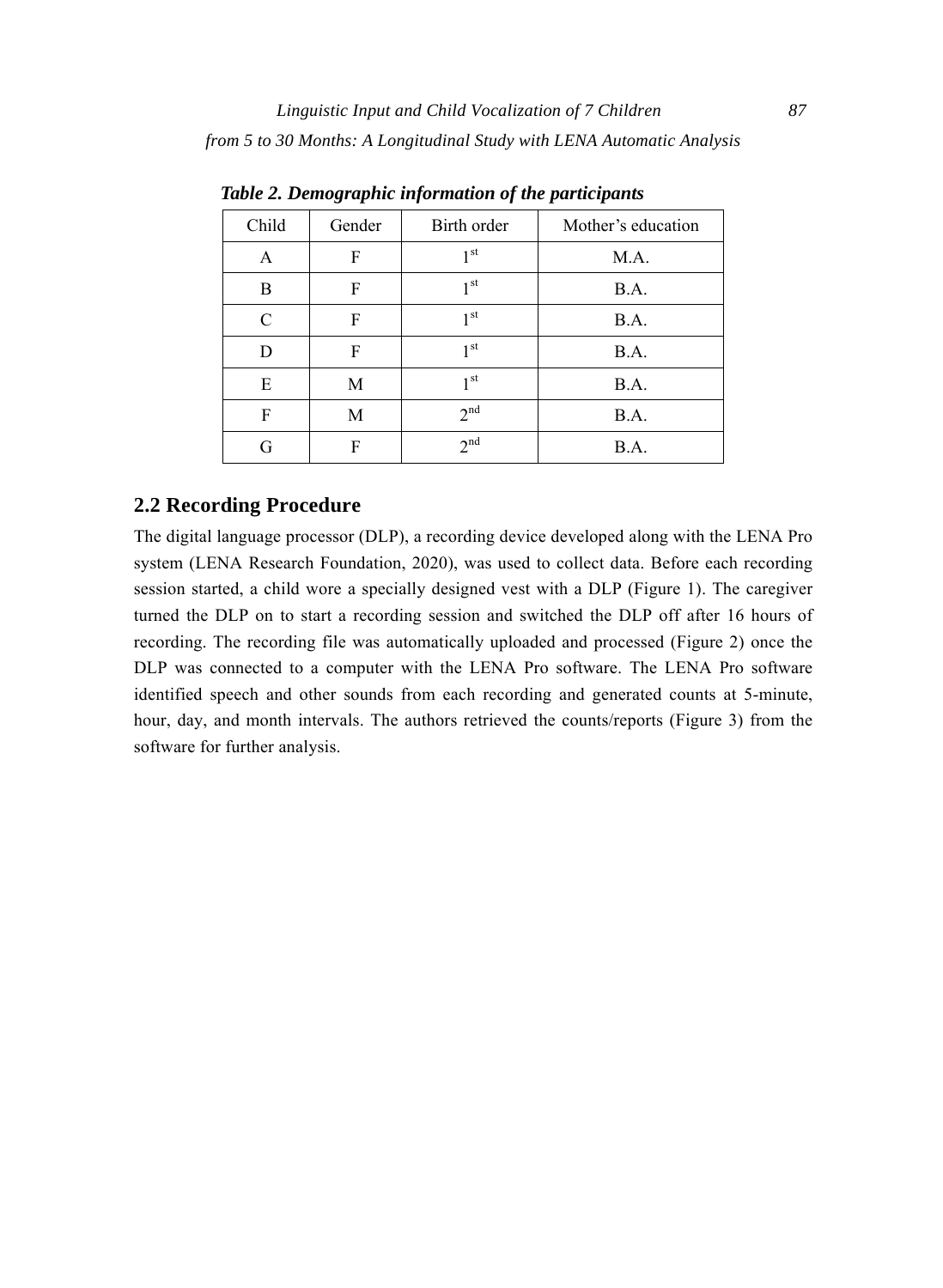***Table 2. Demographic information of the participants***

| Child | Gender | Birth order | Mother's education |
|---|---|---|---|
| A | F | 1st | M.A. |
| B | F | 1st | B.A. |
| C | F | 1st | B.A. |
| D | F | 1st | B.A. |
| E | M | 1st | B.A. |
| F | M | 2nd | B.A. |
| G | F | 2nd | B.A. |

## 2.2 Recording Procedure

The digital language processor (DLP), a recording device developed along with the LENA Pro system (LENA Research Foundation, 2020), was used to collect data. Before each recording session started, a child wore a specially designed vest with a DLP (Figure 1). The caregiver turned the DLP on to start a recording session and switched the DLP off after 16 hours of recording. The recording file was automatically uploaded and processed (Figure 2) once the DLP was connected to a computer with the LENA Pro software. The LENA Pro software identified speech and other sounds from each recording and generated counts at 5-minute, hour, day, and month intervals. The authors retrieved the counts/reports (Figure 3) from the software for further analysis.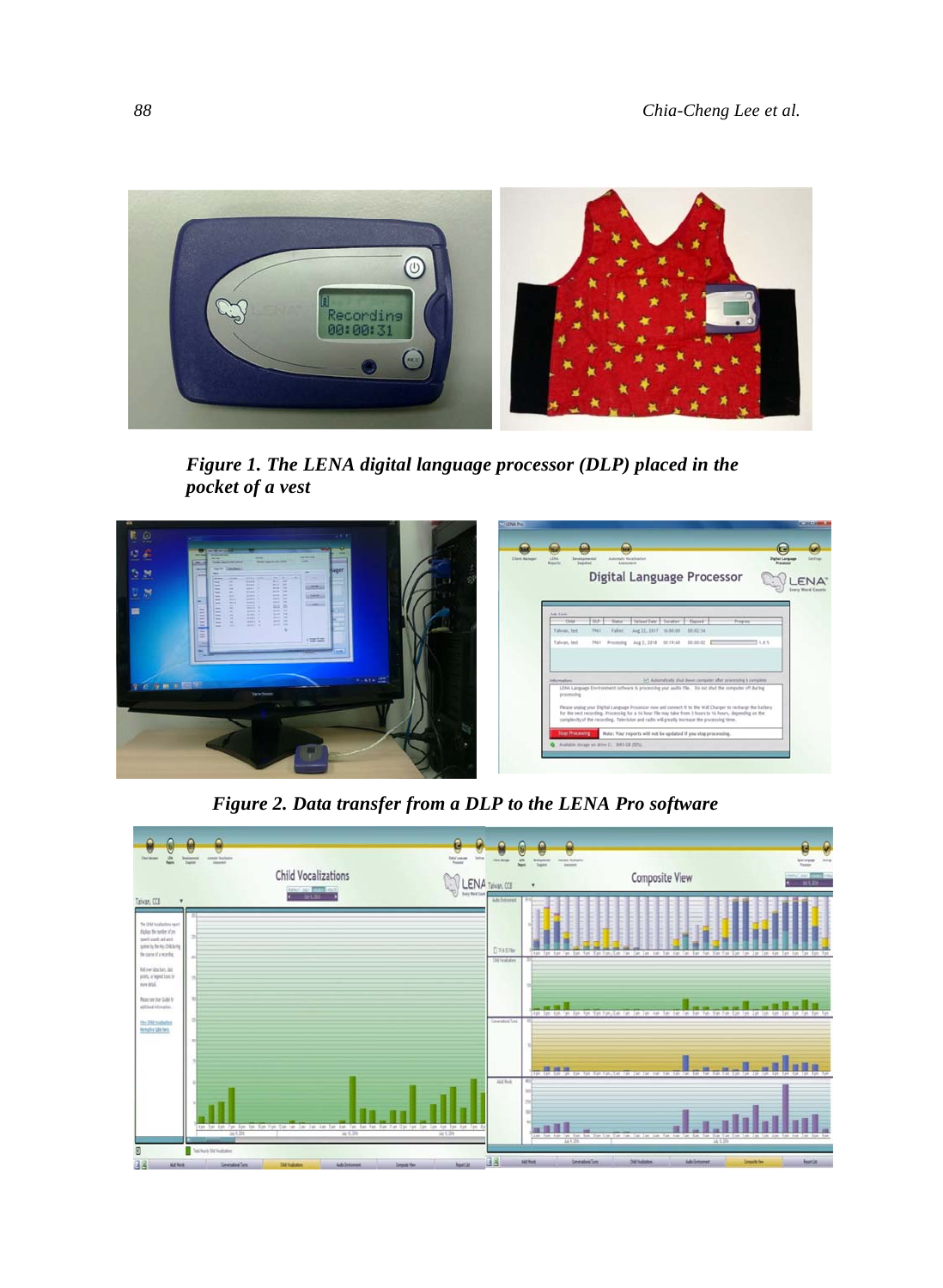*Figure 1. The LENA digital language processor (DLP) placed in the pocket of a vest*

*Figure 2. Data transfer from a DLP to the LENA Pro software*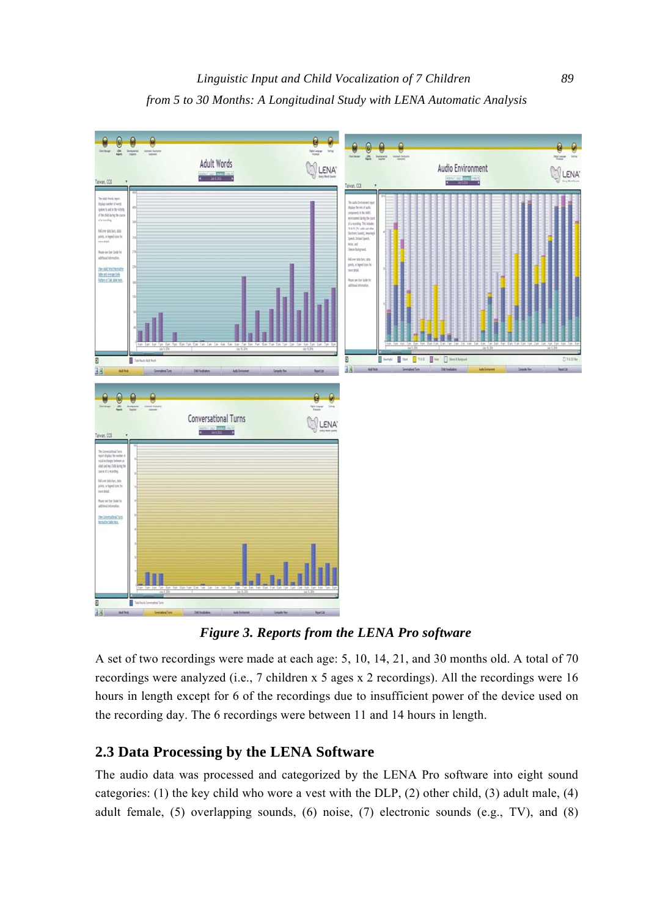*Figure 3. Reports from the LENA Pro software*

A set of two recordings were made at each age: 5, 10, 14, 21, and 30 months old. A total of 70 recordings were analyzed (i.e., 7 children x 5 ages x 2 recordings). All the recordings were 16 hours in length except for 6 of the recordings due to insufficient power of the device used on the recording day. The 6 recordings were between 11 and 14 hours in length.

## 2.3 Data Processing by the LENA Software

The audio data was processed and categorized by the LENA Pro software into eight sound categories: (1) the key child who wore a vest with the DLP, (2) other child, (3) adult male, (4) adult female, (5) overlapping sounds, (6) noise, (7) electronic sounds (e.g., TV), and (8)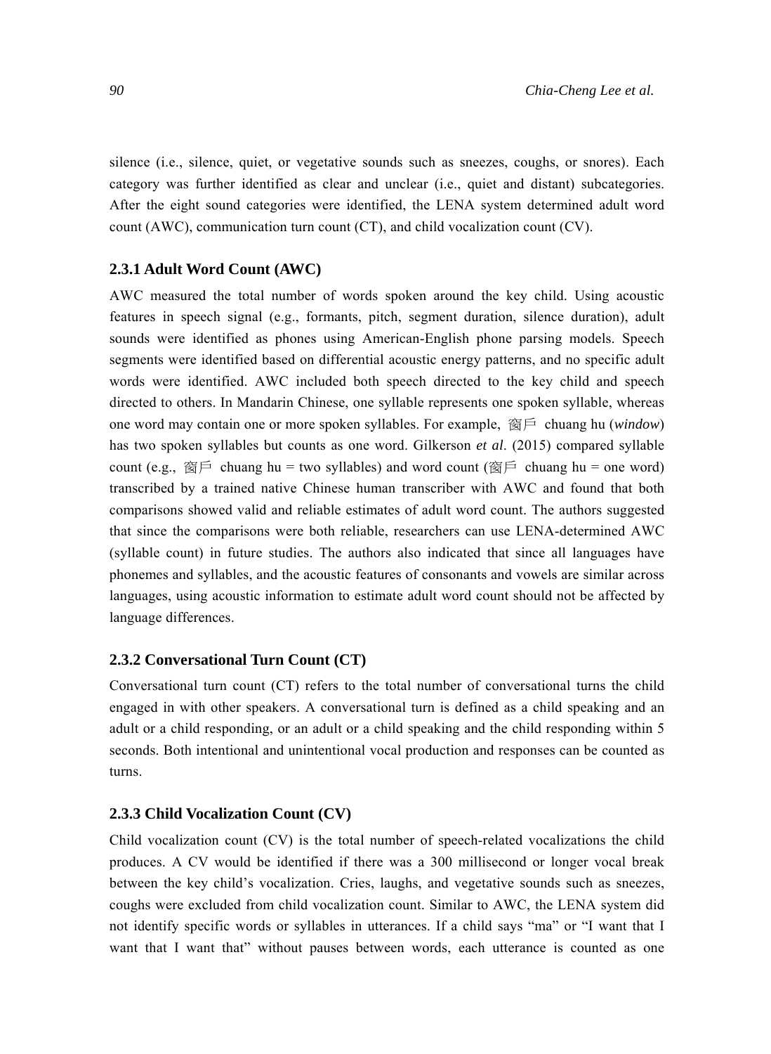silence (i.e., silence, quiet, or vegetative sounds such as sneezes, coughs, or snores). Each category was further identified as clear and unclear (i.e., quiet and distant) subcategories. After the eight sound categories were identified, the LENA system determined adult word count (AWC), communication turn count (CT), and child vocalization count (CV).

### 2.3.1 Adult Word Count (AWC)

AWC measured the total number of words spoken around the key child. Using acoustic features in speech signal (e.g., formants, pitch, segment duration, silence duration), adult sounds were identified as phones using American-English phone parsing models. Speech segments were identified based on differential acoustic energy patterns, and no specific adult words were identified. AWC included both speech directed to the key child and speech directed to others. In Mandarin Chinese, one syllable represents one spoken syllable, whereas one word may contain one or more spoken syllables. For example, 窗戶 chuang hu (*window*) has two spoken syllables but counts as one word. Gilkerson *et al*. (2015) compared syllable count (e.g., 窗戶 chuang hu = two syllables) and word count (窗戶 chuang hu = one word) transcribed by a trained native Chinese human transcriber with AWC and found that both comparisons showed valid and reliable estimates of adult word count. The authors suggested that since the comparisons were both reliable, researchers can use LENA-determined AWC (syllable count) in future studies. The authors also indicated that since all languages have phonemes and syllables, and the acoustic features of consonants and vowels are similar across languages, using acoustic information to estimate adult word count should not be affected by language differences.

### 2.3.2 Conversational Turn Count (CT)

Conversational turn count (CT) refers to the total number of conversational turns the child engaged in with other speakers. A conversational turn is defined as a child speaking and an adult or a child responding, or an adult or a child speaking and the child responding within 5 seconds. Both intentional and unintentional vocal production and responses can be counted as turns.

### 2.3.3 Child Vocalization Count (CV)

Child vocalization count (CV) is the total number of speech-related vocalizations the child produces. A CV would be identified if there was a 300 millisecond or longer vocal break between the key child's vocalization. Cries, laughs, and vegetative sounds such as sneezes, coughs were excluded from child vocalization count. Similar to AWC, the LENA system did not identify specific words or syllables in utterances. If a child says "ma" or "I want that I want that I want that" without pauses between words, each utterance is counted as one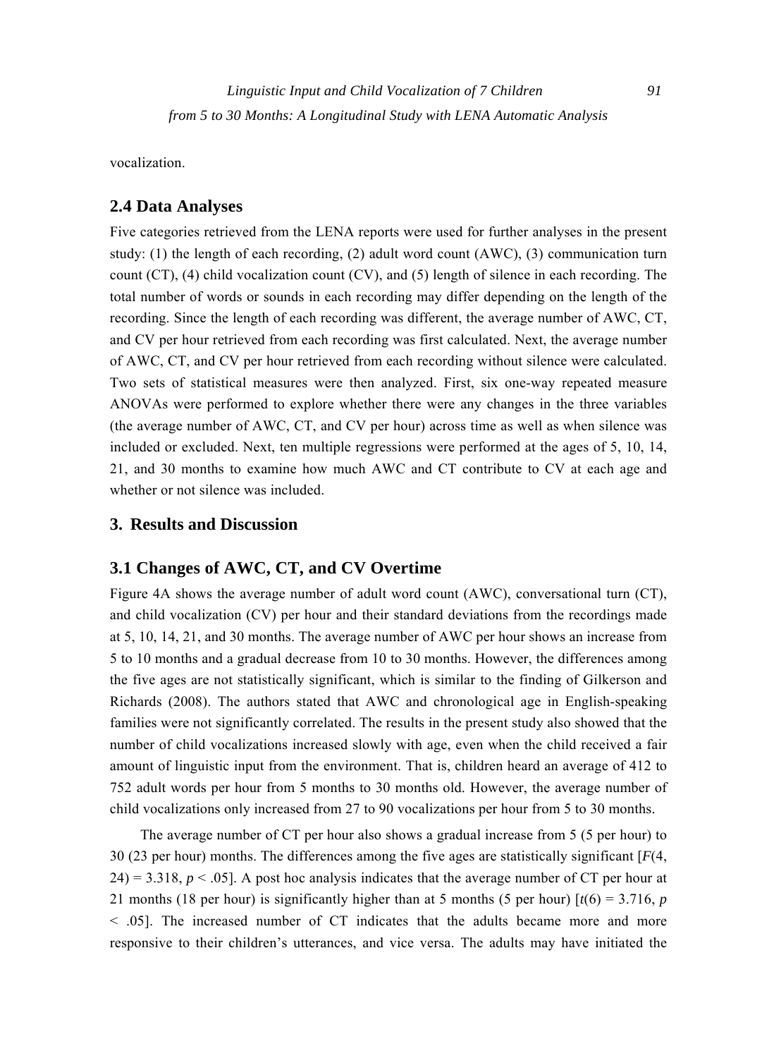vocalization.

## 2.4 Data Analyses

Five categories retrieved from the LENA reports were used for further analyses in the present study: (1) the length of each recording, (2) adult word count (AWC), (3) communication turn count (CT), (4) child vocalization count (CV), and (5) length of silence in each recording. The total number of words or sounds in each recording may differ depending on the length of the recording. Since the length of each recording was different, the average number of AWC, CT, and CV per hour retrieved from each recording was first calculated. Next, the average number of AWC, CT, and CV per hour retrieved from each recording without silence were calculated. Two sets of statistical measures were then analyzed. First, six one-way repeated measure ANOVAs were performed to explore whether there were any changes in the three variables (the average number of AWC, CT, and CV per hour) across time as well as when silence was included or excluded. Next, ten multiple regressions were performed at the ages of 5, 10, 14, 21, and 30 months to examine how much AWC and CT contribute to CV at each age and whether or not silence was included.

# 3. Results and Discussion

## 3.1 Changes of AWC, CT, and CV Overtime

Figure 4A shows the average number of adult word count (AWC), conversational turn (CT), and child vocalization (CV) per hour and their standard deviations from the recordings made at 5, 10, 14, 21, and 30 months. The average number of AWC per hour shows an increase from 5 to 10 months and a gradual decrease from 10 to 30 months. However, the differences among the five ages are not statistically significant, which is similar to the finding of Gilkerson and Richards (2008). The authors stated that AWC and chronological age in English-speaking families were not significantly correlated. The results in the present study also showed that the number of child vocalizations increased slowly with age, even when the child received a fair amount of linguistic input from the environment. That is, children heard an average of 412 to 752 adult words per hour from 5 months to 30 months old. However, the average number of child vocalizations only increased from 27 to 90 vocalizations per hour from 5 to 30 months.

The average number of CT per hour also shows a gradual increase from 5 (5 per hour) to 30 (23 per hour) months. The differences among the five ages are statistically significant [$F(4, 24) = 3.318$, $p < .05$]. A post hoc analysis indicates that the average number of CT per hour at 21 months (18 per hour) is significantly higher than at 5 months (5 per hour) [$t(6) = 3.716$, $p < .05$]. The increased number of CT indicates that the adults became more and more responsive to their children's utterances, and vice versa. The adults may have initiated the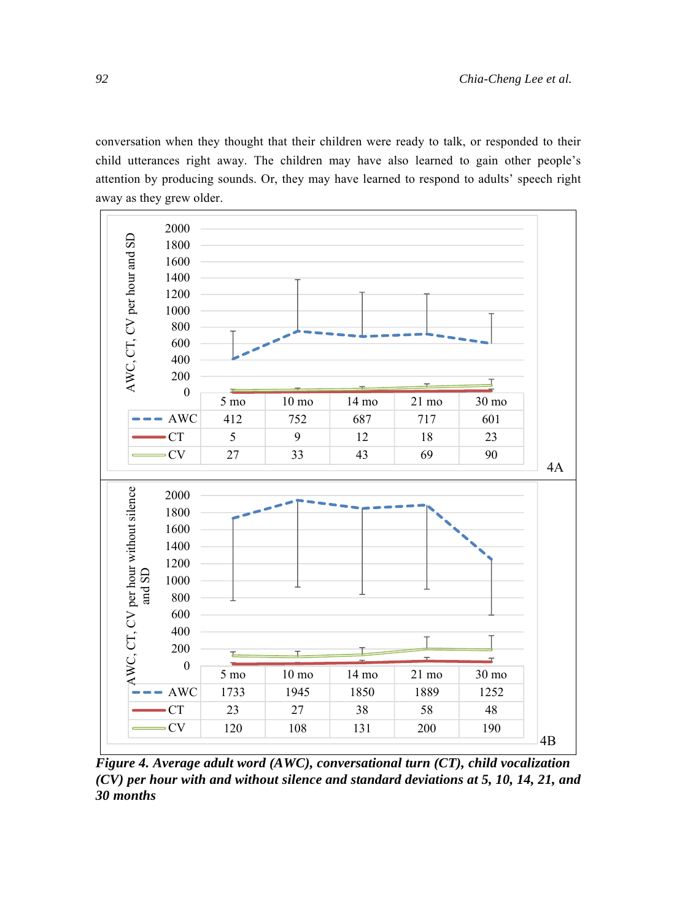conversation when they thought that their children were ready to talk, or responded to their child utterances right away. The children may have also learned to gain other people's attention by producing sounds. Or, they may have learned to respond to adults' speech right away as they grew older.

**4A** — AWC, CT, CV per hour and SD

| | 5 mo | 10 mo | 14 mo | 21 mo | 30 mo |
|---|---|---|---|---|---|
| AWC | 412 | 752 | 687 | 717 | 601 |
| CT | 5 | 9 | 12 | 18 | 23 |
| CV | 27 | 33 | 43 | 69 | 90 |

**4B** — AWC, CT, CV per hour without silence and SD

| | 5 mo | 10 mo | 14 mo | 21 mo | 30 mo |
|---|---|---|---|---|---|
| AWC | 1733 | 1945 | 1850 | 1889 | 1252 |
| CT | 23 | 27 | 38 | 58 | 48 |
| CV | 120 | 108 | 131 | 200 | 190 |

***Figure 4. Average adult word (AWC), conversational turn (CT), child vocalization (CV) per hour with and without silence and standard deviations at 5, 10, 14, 21, and 30 months***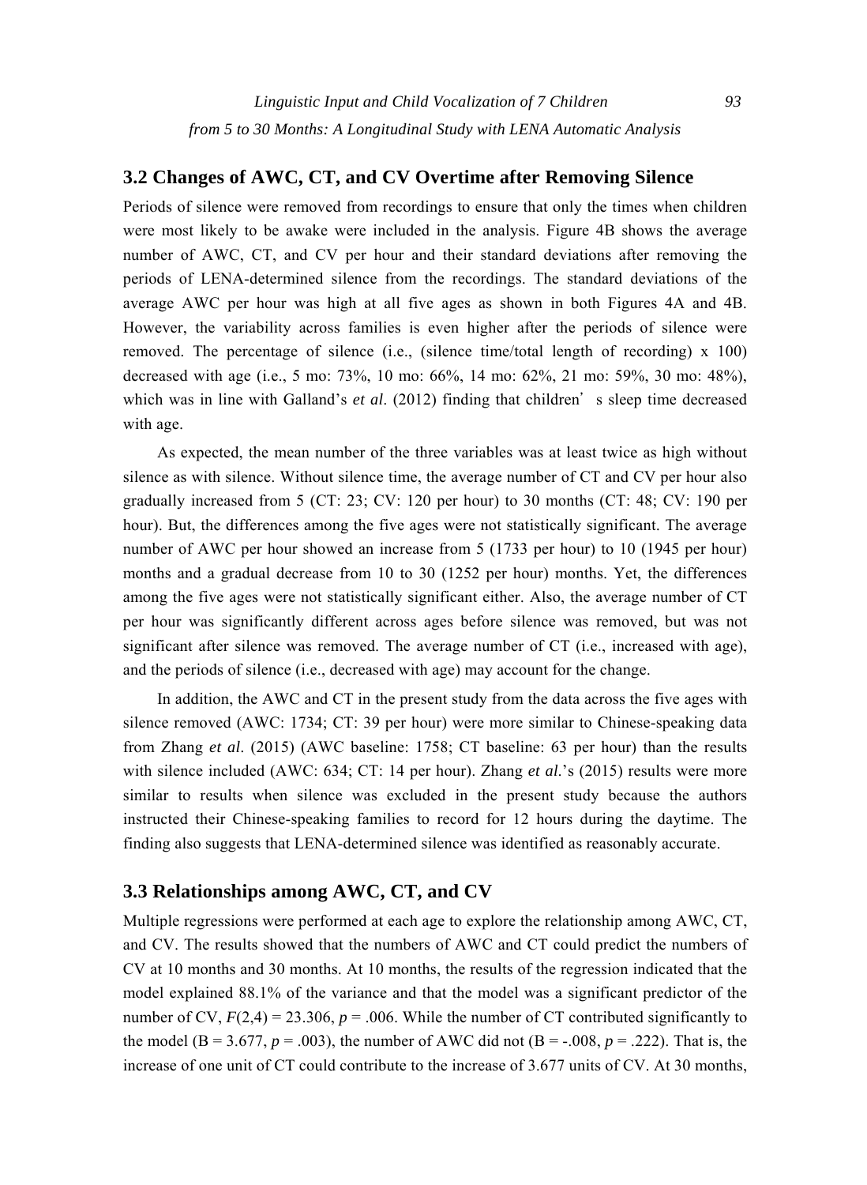## 3.2 Changes of AWC, CT, and CV Overtime after Removing Silence

Periods of silence were removed from recordings to ensure that only the times when children were most likely to be awake were included in the analysis. Figure 4B shows the average number of AWC, CT, and CV per hour and their standard deviations after removing the periods of LENA-determined silence from the recordings. The standard deviations of the average AWC per hour was high at all five ages as shown in both Figures 4A and 4B. However, the variability across families is even higher after the periods of silence were removed. The percentage of silence (i.e., (silence time/total length of recording) x 100) decreased with age (i.e., 5 mo: 73%, 10 mo: 66%, 14 mo: 62%, 21 mo: 59%, 30 mo: 48%), which was in line with Galland's *et al*. (2012) finding that children's sleep time decreased with age.

As expected, the mean number of the three variables was at least twice as high without silence as with silence. Without silence time, the average number of CT and CV per hour also gradually increased from 5 (CT: 23; CV: 120 per hour) to 30 months (CT: 48; CV: 190 per hour). But, the differences among the five ages were not statistically significant. The average number of AWC per hour showed an increase from 5 (1733 per hour) to 10 (1945 per hour) months and a gradual decrease from 10 to 30 (1252 per hour) months. Yet, the differences among the five ages were not statistically significant either. Also, the average number of CT per hour was significantly different across ages before silence was removed, but was not significant after silence was removed. The average number of CT (i.e., increased with age), and the periods of silence (i.e., decreased with age) may account for the change.

In addition, the AWC and CT in the present study from the data across the five ages with silence removed (AWC: 1734; CT: 39 per hour) were more similar to Chinese-speaking data from Zhang *et al*. (2015) (AWC baseline: 1758; CT baseline: 63 per hour) than the results with silence included (AWC: 634; CT: 14 per hour). Zhang *et al.*'s (2015) results were more similar to results when silence was excluded in the present study because the authors instructed their Chinese-speaking families to record for 12 hours during the daytime. The finding also suggests that LENA-determined silence was identified as reasonably accurate.

## 3.3 Relationships among AWC, CT, and CV

Multiple regressions were performed at each age to explore the relationship among AWC, CT, and CV. The results showed that the numbers of AWC and CT could predict the numbers of CV at 10 months and 30 months. At 10 months, the results of the regression indicated that the model explained 88.1% of the variance and that the model was a significant predictor of the number of CV, $F(2,4) = 23.306$, $p = .006$. While the number of CT contributed significantly to the model (B = 3.677, $p = .003$), the number of AWC did not (B = -.008, $p = .222$). That is, the increase of one unit of CT could contribute to the increase of 3.677 units of CV. At 30 months,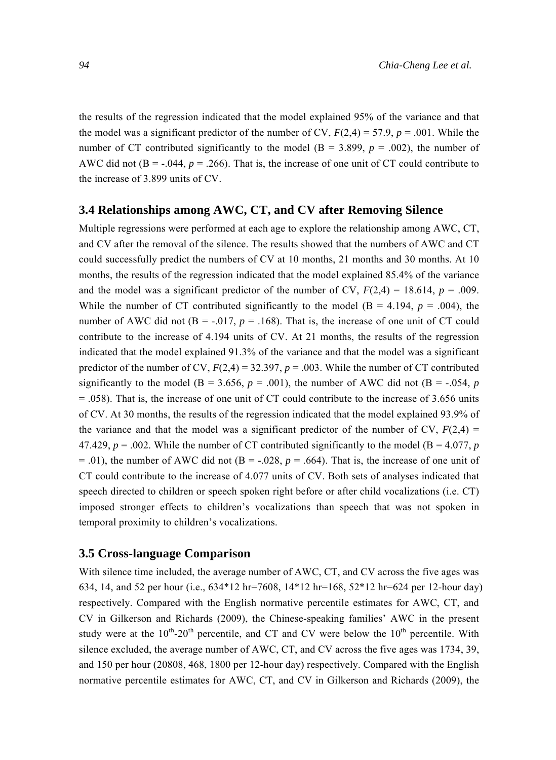the results of the regression indicated that the model explained 95% of the variance and that the model was a significant predictor of the number of CV, $F(2,4) = 57.9$, $p = .001$. While the number of CT contributed significantly to the model (B = 3.899, $p = .002$), the number of AWC did not (B = -.044, $p = .266$). That is, the increase of one unit of CT could contribute to the increase of 3.899 units of CV.

### 3.4 Relationships among AWC, CT, and CV after Removing Silence

Multiple regressions were performed at each age to explore the relationship among AWC, CT, and CV after the removal of the silence. The results showed that the numbers of AWC and CT could successfully predict the numbers of CV at 10 months, 21 months and 30 months. At 10 months, the results of the regression indicated that the model explained 85.4% of the variance and the model was a significant predictor of the number of CV, $F(2,4) = 18.614$, $p = .009$. While the number of CT contributed significantly to the model (B = 4.194, $p = .004$), the number of AWC did not (B = -.017, $p = .168$). That is, the increase of one unit of CT could contribute to the increase of 4.194 units of CV. At 21 months, the results of the regression indicated that the model explained 91.3% of the variance and that the model was a significant predictor of the number of CV, $F(2,4) = 32.397$, $p = .003$. While the number of CT contributed significantly to the model (B = 3.656, $p = .001$), the number of AWC did not (B = -.054, $p = .058$). That is, the increase of one unit of CT could contribute to the increase of 3.656 units of CV. At 30 months, the results of the regression indicated that the model explained 93.9% of the variance and that the model was a significant predictor of the number of CV, $F(2,4) = 47.429$, $p = .002$. While the number of CT contributed significantly to the model (B = 4.077, $p = .01$), the number of AWC did not (B = -.028, $p = .664$). That is, the increase of one unit of CT could contribute to the increase of 4.077 units of CV. Both sets of analyses indicated that speech directed to children or speech spoken right before or after child vocalizations (i.e. CT) imposed stronger effects to children's vocalizations than speech that was not spoken in temporal proximity to children's vocalizations.

### 3.5 Cross-language Comparison

With silence time included, the average number of AWC, CT, and CV across the five ages was 634, 14, and 52 per hour (i.e., 634*12 hr=7608, 14*12 hr=168, 52*12 hr=624 per 12-hour day) respectively. Compared with the English normative percentile estimates for AWC, CT, and CV in Gilkerson and Richards (2009), the Chinese-speaking families' AWC in the present study were at the $10^{th}$-$20^{th}$ percentile, and CT and CV were below the $10^{th}$ percentile. With silence excluded, the average number of AWC, CT, and CV across the five ages was 1734, 39, and 150 per hour (20808, 468, 1800 per 12-hour day) respectively. Compared with the English normative percentile estimates for AWC, CT, and CV in Gilkerson and Richards (2009), the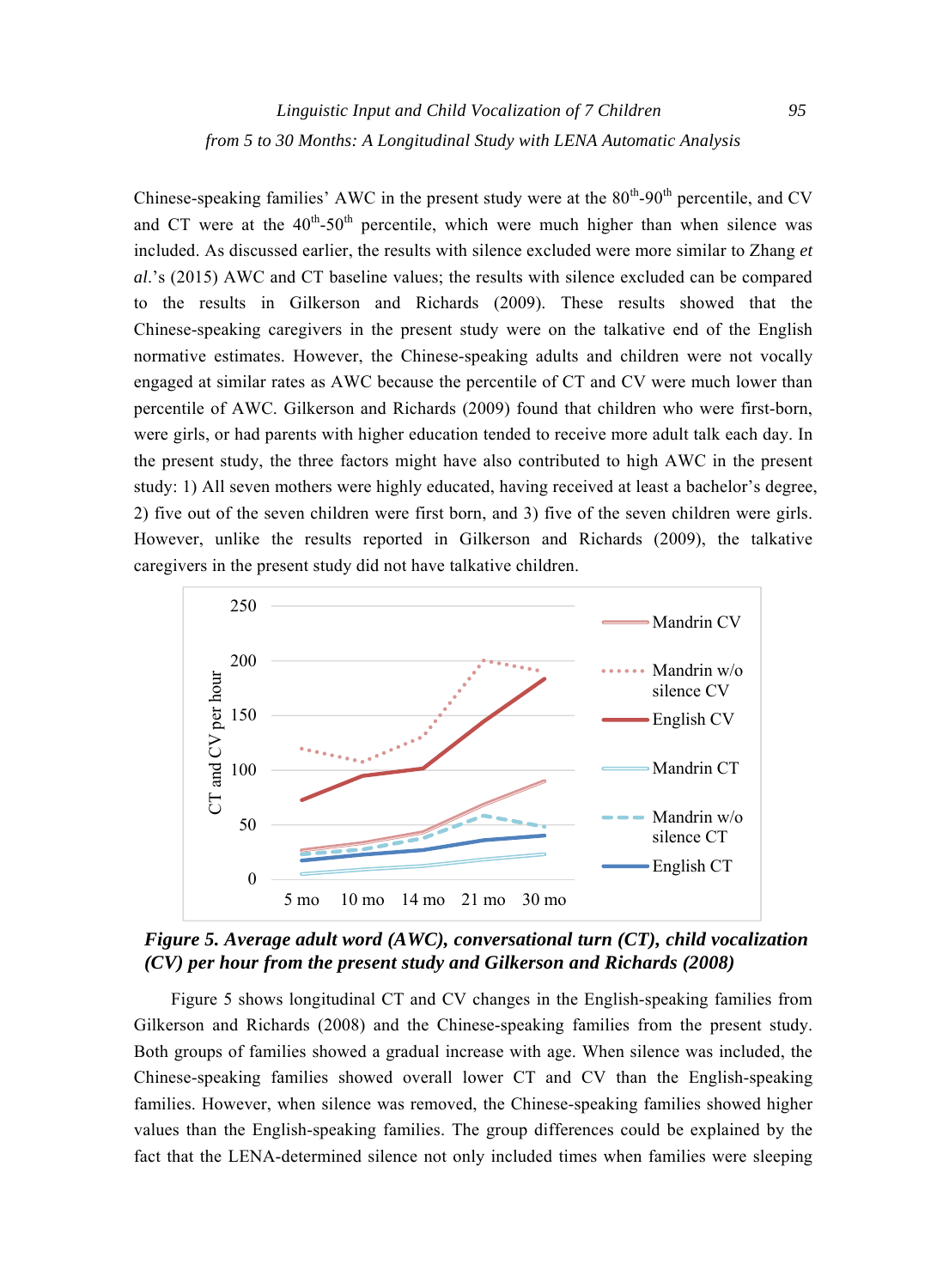Chinese-speaking families' AWC in the present study were at the 80th-90th percentile, and CV and CT were at the 40th-50th percentile, which were much higher than when silence was included. As discussed earlier, the results with silence excluded were more similar to Zhang *et al.*'s (2015) AWC and CT baseline values; the results with silence excluded can be compared to the results in Gilkerson and Richards (2009). These results showed that the Chinese-speaking caregivers in the present study were on the talkative end of the English normative estimates. However, the Chinese-speaking adults and children were not vocally engaged at similar rates as AWC because the percentile of CT and CV were much lower than percentile of AWC. Gilkerson and Richards (2009) found that children who were first-born, were girls, or had parents with higher education tended to receive more adult talk each day. In the present study, the three factors might have also contributed to high AWC in the present study: 1) All seven mothers were highly educated, having received at least a bachelor's degree, 2) five out of the seven children were first born, and 3) five of the seven children were girls. However, unlike the results reported in Gilkerson and Richards (2009), the talkative caregivers in the present study did not have talkative children.

***Figure 5. Average adult word (AWC), conversational turn (CT), child vocalization (CV) per hour from the present study and Gilkerson and Richards (2008)***

Figure 5 shows longitudinal CT and CV changes in the English-speaking families from Gilkerson and Richards (2008) and the Chinese-speaking families from the present study. Both groups of families showed a gradual increase with age. When silence was included, the Chinese-speaking families showed overall lower CT and CV than the English-speaking families. However, when silence was removed, the Chinese-speaking families showed higher values than the English-speaking families. The group differences could be explained by the fact that the LENA-determined silence not only included times when families were sleeping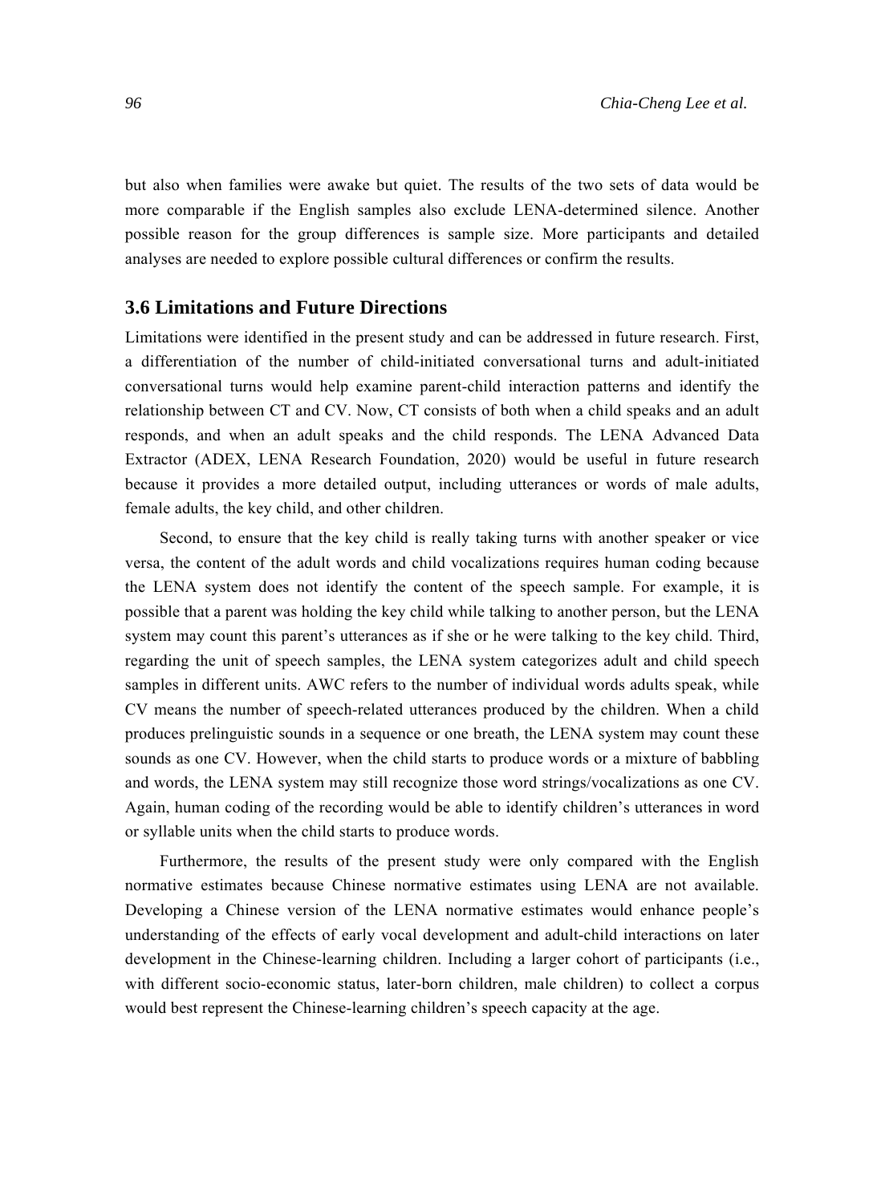but also when families were awake but quiet. The results of the two sets of data would be more comparable if the English samples also exclude LENA-determined silence. Another possible reason for the group differences is sample size. More participants and detailed analyses are needed to explore possible cultural differences or confirm the results.

### 3.6 Limitations and Future Directions

Limitations were identified in the present study and can be addressed in future research. First, a differentiation of the number of child-initiated conversational turns and adult-initiated conversational turns would help examine parent-child interaction patterns and identify the relationship between CT and CV. Now, CT consists of both when a child speaks and an adult responds, and when an adult speaks and the child responds. The LENA Advanced Data Extractor (ADEX, LENA Research Foundation, 2020) would be useful in future research because it provides a more detailed output, including utterances or words of male adults, female adults, the key child, and other children.

Second, to ensure that the key child is really taking turns with another speaker or vice versa, the content of the adult words and child vocalizations requires human coding because the LENA system does not identify the content of the speech sample. For example, it is possible that a parent was holding the key child while talking to another person, but the LENA system may count this parent's utterances as if she or he were talking to the key child. Third, regarding the unit of speech samples, the LENA system categorizes adult and child speech samples in different units. AWC refers to the number of individual words adults speak, while CV means the number of speech-related utterances produced by the children. When a child produces prelinguistic sounds in a sequence or one breath, the LENA system may count these sounds as one CV. However, when the child starts to produce words or a mixture of babbling and words, the LENA system may still recognize those word strings/vocalizations as one CV. Again, human coding of the recording would be able to identify children's utterances in word or syllable units when the child starts to produce words.

Furthermore, the results of the present study were only compared with the English normative estimates because Chinese normative estimates using LENA are not available. Developing a Chinese version of the LENA normative estimates would enhance people's understanding of the effects of early vocal development and adult-child interactions on later development in the Chinese-learning children. Including a larger cohort of participants (i.e., with different socio-economic status, later-born children, male children) to collect a corpus would best represent the Chinese-learning children's speech capacity at the age.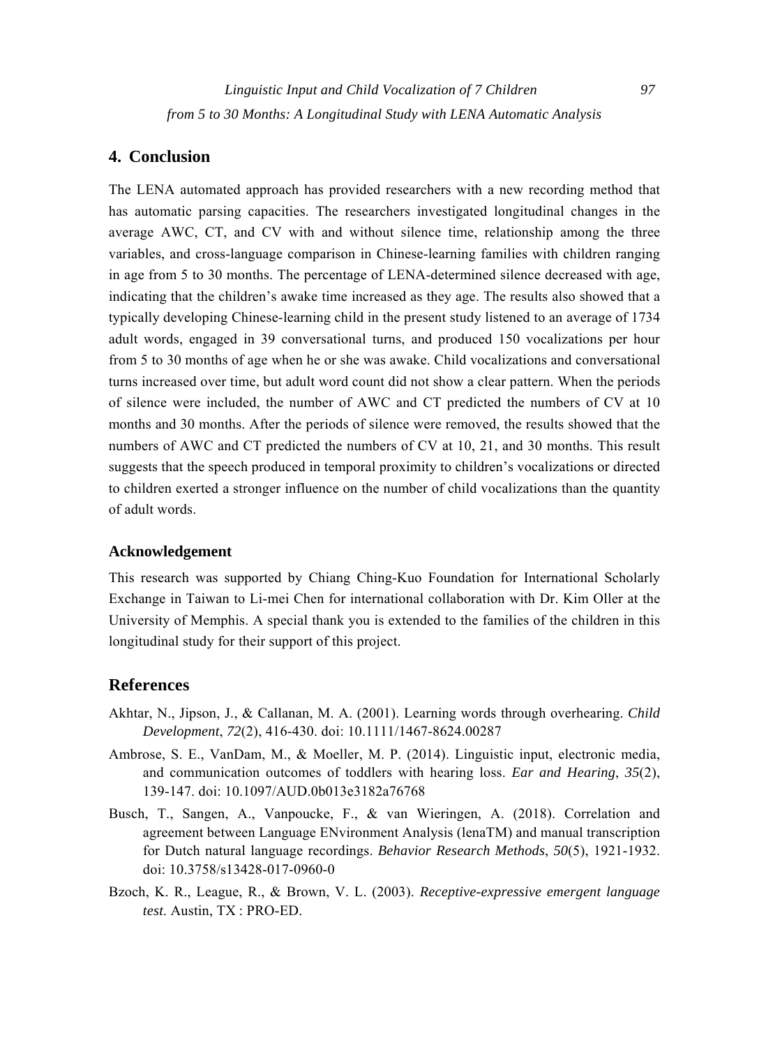## 4. Conclusion

The LENA automated approach has provided researchers with a new recording method that has automatic parsing capacities. The researchers investigated longitudinal changes in the average AWC, CT, and CV with and without silence time, relationship among the three variables, and cross-language comparison in Chinese-learning families with children ranging in age from 5 to 30 months. The percentage of LENA-determined silence decreased with age, indicating that the children's awake time increased as they age. The results also showed that a typically developing Chinese-learning child in the present study listened to an average of 1734 adult words, engaged in 39 conversational turns, and produced 150 vocalizations per hour from 5 to 30 months of age when he or she was awake. Child vocalizations and conversational turns increased over time, but adult word count did not show a clear pattern. When the periods of silence were included, the number of AWC and CT predicted the numbers of CV at 10 months and 30 months. After the periods of silence were removed, the results showed that the numbers of AWC and CT predicted the numbers of CV at 10, 21, and 30 months. This result suggests that the speech produced in temporal proximity to children's vocalizations or directed to children exerted a stronger influence on the number of child vocalizations than the quantity of adult words.

### Acknowledgement

This research was supported by Chiang Ching-Kuo Foundation for International Scholarly Exchange in Taiwan to Li-mei Chen for international collaboration with Dr. Kim Oller at the University of Memphis. A special thank you is extended to the families of the children in this longitudinal study for their support of this project.

## References

Akhtar, N., Jipson, J., & Callanan, M. A. (2001). Learning words through overhearing. *Child Development*, *72*(2), 416-430. doi: 10.1111/1467-8624.00287

Ambrose, S. E., VanDam, M., & Moeller, M. P. (2014). Linguistic input, electronic media, and communication outcomes of toddlers with hearing loss. *Ear and Hearing*, *35*(2), 139-147. doi: 10.1097/AUD.0b013e3182a76768

Busch, T., Sangen, A., Vanpoucke, F., & van Wieringen, A. (2018). Correlation and agreement between Language ENvironment Analysis (lenaTM) and manual transcription for Dutch natural language recordings. *Behavior Research Methods*, *50*(5), 1921-1932. doi: 10.3758/s13428-017-0960-0

Bzoch, K. R., League, R., & Brown, V. L. (2003). *Receptive-expressive emergent language test.* Austin, TX : PRO-ED.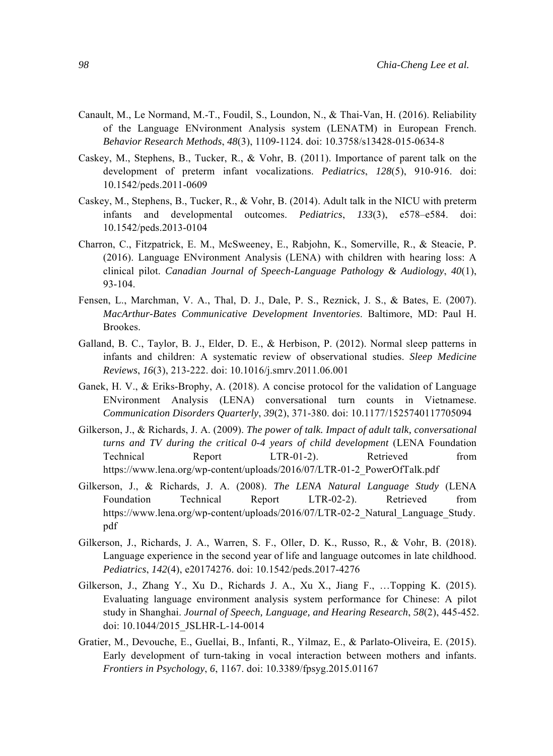Canault, M., Le Normand, M.-T., Foudil, S., Loundon, N., & Thai-Van, H. (2016). Reliability of the Language ENvironment Analysis system (LENATM) in European French. *Behavior Research Methods*, *48*(3), 1109-1124. doi: 10.3758/s13428-015-0634-8

Caskey, M., Stephens, B., Tucker, R., & Vohr, B. (2011). Importance of parent talk on the development of preterm infant vocalizations. *Pediatrics*, *128*(5), 910-916. doi: 10.1542/peds.2011-0609

Caskey, M., Stephens, B., Tucker, R., & Vohr, B. (2014). Adult talk in the NICU with preterm infants and developmental outcomes. *Pediatrics*, *133*(3), e578–e584. doi: 10.1542/peds.2013-0104

Charron, C., Fitzpatrick, E. M., McSweeney, E., Rabjohn, K., Somerville, R., & Steacie, P. (2016). Language ENvironment Analysis (LENA) with children with hearing loss: A clinical pilot. *Canadian Journal of Speech-Language Pathology & Audiology*, *40*(1), 93-104.

Fensen, L., Marchman, V. A., Thal, D. J., Dale, P. S., Reznick, J. S., & Bates, E. (2007). *MacArthur-Bates Communicative Development Inventories*. Baltimore, MD: Paul H. Brookes.

Galland, B. C., Taylor, B. J., Elder, D. E., & Herbison, P. (2012). Normal sleep patterns in infants and children: A systematic review of observational studies. *Sleep Medicine Reviews*, *16*(3), 213-222. doi: 10.1016/j.smrv.2011.06.001

Ganek, H. V., & Eriks-Brophy, A. (2018). A concise protocol for the validation of Language ENvironment Analysis (LENA) conversational turn counts in Vietnamese. *Communication Disorders Quarterly*, *39*(2), 371-380. doi: 10.1177/1525740117705094

Gilkerson, J., & Richards, J. A. (2009). *The power of talk. Impact of adult talk, conversational turns and TV during the critical 0-4 years of child development* (LENA Foundation Technical Report LTR-01-2). Retrieved from https://www.lena.org/wp-content/uploads/2016/07/LTR-01-2_PowerOfTalk.pdf

Gilkerson, J., & Richards, J. A. (2008). *The LENA Natural Language Study* (LENA Foundation Technical Report LTR-02-2). Retrieved from https://www.lena.org/wp-content/uploads/2016/07/LTR-02-2_Natural_Language_Study.pdf

Gilkerson, J., Richards, J. A., Warren, S. F., Oller, D. K., Russo, R., & Vohr, B. (2018). Language experience in the second year of life and language outcomes in late childhood. *Pediatrics*, *142*(4), e20174276. doi: 10.1542/peds.2017-4276

Gilkerson, J., Zhang Y., Xu D., Richards J. A., Xu X., Jiang F., …Topping K. (2015). Evaluating language environment analysis system performance for Chinese: A pilot study in Shanghai. *Journal of Speech, Language, and Hearing Research*, *58*(2), 445-452. doi: 10.1044/2015_JSLHR-L-14-0014

Gratier, M., Devouche, E., Guellai, B., Infanti, R., Yilmaz, E., & Parlato-Oliveira, E. (2015). Early development of turn-taking in vocal interaction between mothers and infants. *Frontiers in Psychology*, *6*, 1167. doi: 10.3389/fpsyg.2015.01167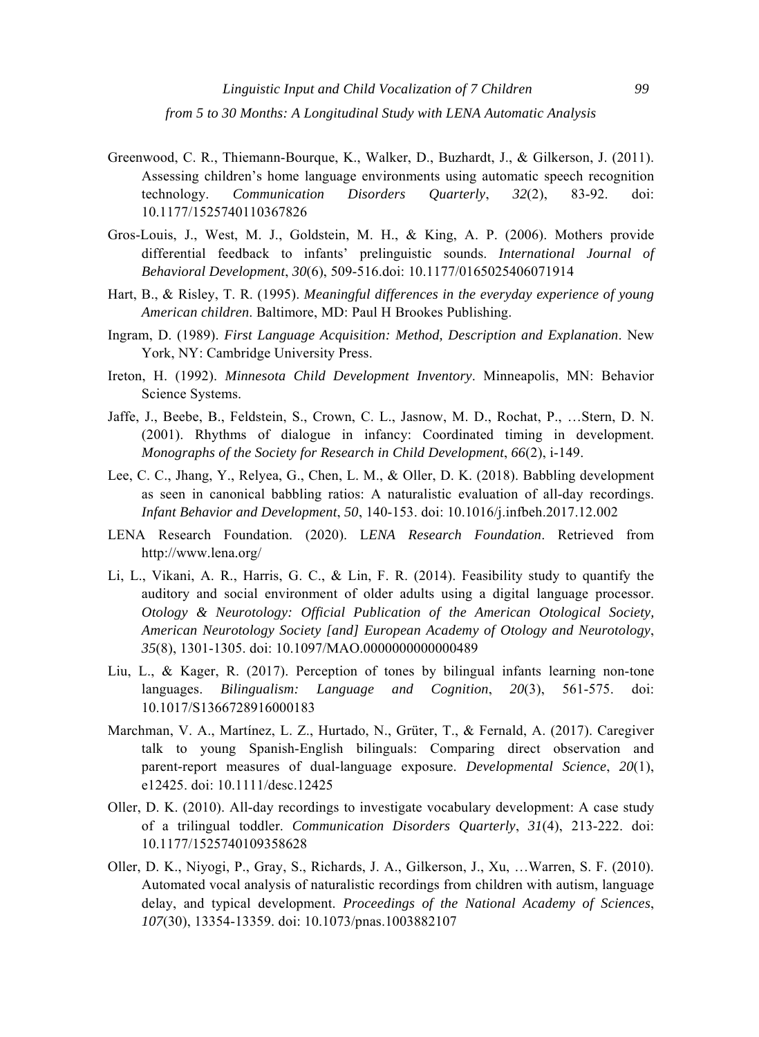Greenwood, C. R., Thiemann-Bourque, K., Walker, D., Buzhardt, J., & Gilkerson, J. (2011). Assessing children's home language environments using automatic speech recognition technology. *Communication Disorders Quarterly*, *32*(2), 83-92. doi: 10.1177/1525740110367826

Gros-Louis, J., West, M. J., Goldstein, M. H., & King, A. P. (2006). Mothers provide differential feedback to infants' prelinguistic sounds. *International Journal of Behavioral Development*, *30*(6), 509-516.doi: 10.1177/0165025406071914

Hart, B., & Risley, T. R. (1995). *Meaningful differences in the everyday experience of young American children*. Baltimore, MD: Paul H Brookes Publishing.

Ingram, D. (1989). *First Language Acquisition: Method, Description and Explanation*. New York, NY: Cambridge University Press.

Ireton, H. (1992). *Minnesota Child Development Inventory*. Minneapolis, MN: Behavior Science Systems.

Jaffe, J., Beebe, B., Feldstein, S., Crown, C. L., Jasnow, M. D., Rochat, P., …Stern, D. N. (2001). Rhythms of dialogue in infancy: Coordinated timing in development. *Monographs of the Society for Research in Child Development*, *66*(2), i-149.

Lee, C. C., Jhang, Y., Relyea, G., Chen, L. M., & Oller, D. K. (2018). Babbling development as seen in canonical babbling ratios: A naturalistic evaluation of all-day recordings. *Infant Behavior and Development*, *50*, 140-153. doi: 10.1016/j.infbeh.2017.12.002

LENA Research Foundation. (2020). L*ENA Research Foundation*. Retrieved from http://www.lena.org/

Li, L., Vikani, A. R., Harris, G. C., & Lin, F. R. (2014). Feasibility study to quantify the auditory and social environment of older adults using a digital language processor. *Otology & Neurotology: Official Publication of the American Otological Society, American Neurotology Society [and] European Academy of Otology and Neurotology*, *35*(8), 1301-1305. doi: 10.1097/MAO.0000000000000489

Liu, L., & Kager, R. (2017). Perception of tones by bilingual infants learning non-tone languages. *Bilingualism: Language and Cognition*, *20*(3), 561-575. doi: 10.1017/S1366728916000183

Marchman, V. A., Martínez, L. Z., Hurtado, N., Grüter, T., & Fernald, A. (2017). Caregiver talk to young Spanish-English bilinguals: Comparing direct observation and parent-report measures of dual-language exposure. *Developmental Science*, *20*(1), e12425. doi: 10.1111/desc.12425

Oller, D. K. (2010). All-day recordings to investigate vocabulary development: A case study of a trilingual toddler. *Communication Disorders Quarterly*, *31*(4), 213-222. doi: 10.1177/1525740109358628

Oller, D. K., Niyogi, P., Gray, S., Richards, J. A., Gilkerson, J., Xu, …Warren, S. F. (2010). Automated vocal analysis of naturalistic recordings from children with autism, language delay, and typical development. *Proceedings of the National Academy of Sciences*, *107*(30), 13354-13359. doi: 10.1073/pnas.1003882107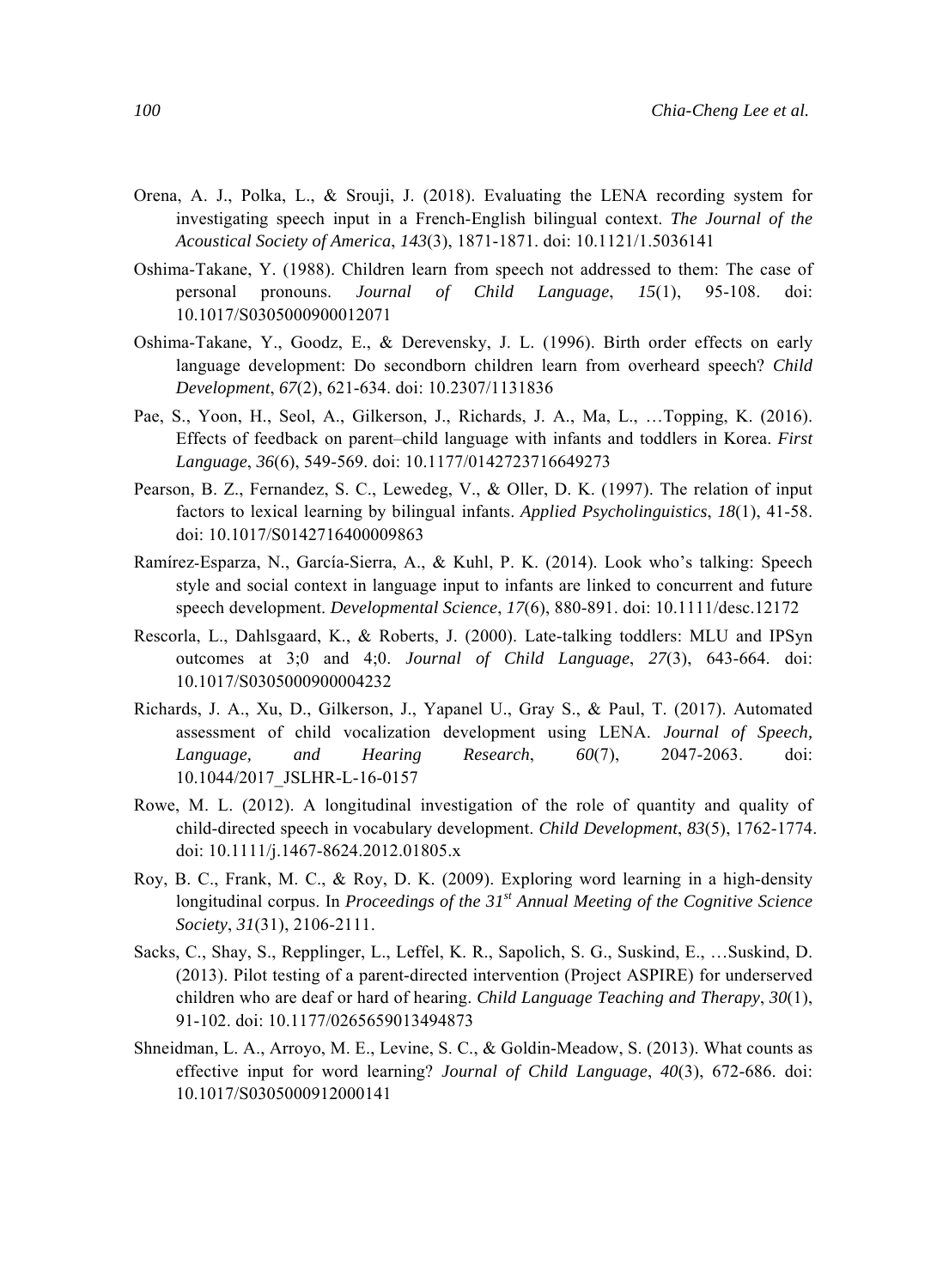Orena, A. J., Polka, L., & Srouji, J. (2018). Evaluating the LENA recording system for investigating speech input in a French-English bilingual context. *The Journal of the Acoustical Society of America*, *143*(3), 1871-1871. doi: 10.1121/1.5036141

Oshima-Takane, Y. (1988). Children learn from speech not addressed to them: The case of personal pronouns. *Journal of Child Language*, *15*(1), 95-108. doi: 10.1017/S0305000900012071

Oshima-Takane, Y., Goodz, E., & Derevensky, J. L. (1996). Birth order effects on early language development: Do secondborn children learn from overheard speech? *Child Development*, *67*(2), 621-634. doi: 10.2307/1131836

Pae, S., Yoon, H., Seol, A., Gilkerson, J., Richards, J. A., Ma, L., …Topping, K. (2016). Effects of feedback on parent–child language with infants and toddlers in Korea. *First Language*, *36*(6), 549-569. doi: 10.1177/0142723716649273

Pearson, B. Z., Fernandez, S. C., Lewedeg, V., & Oller, D. K. (1997). The relation of input factors to lexical learning by bilingual infants. *Applied Psycholinguistics*, *18*(1), 41-58. doi: 10.1017/S0142716400009863

Ramírez-Esparza, N., García-Sierra, A., & Kuhl, P. K. (2014). Look who's talking: Speech style and social context in language input to infants are linked to concurrent and future speech development. *Developmental Science*, *17*(6), 880-891. doi: 10.1111/desc.12172

Rescorla, L., Dahlsgaard, K., & Roberts, J. (2000). Late-talking toddlers: MLU and IPSyn outcomes at 3;0 and 4;0. *Journal of Child Language*, *27*(3), 643-664. doi: 10.1017/S0305000900004232

Richards, J. A., Xu, D., Gilkerson, J., Yapanel U., Gray S., & Paul, T. (2017). Automated assessment of child vocalization development using LENA. *Journal of Speech, Language, and Hearing Research*, *60*(7), 2047-2063. doi: 10.1044/2017_JSLHR-L-16-0157

Rowe, M. L. (2012). A longitudinal investigation of the role of quantity and quality of child-directed speech in vocabulary development. *Child Development*, *83*(5), 1762-1774. doi: 10.1111/j.1467-8624.2012.01805.x

Roy, B. C., Frank, M. C., & Roy, D. K. (2009). Exploring word learning in a high-density longitudinal corpus. In *Proceedings of the 31st Annual Meeting of the Cognitive Science Society*, *31*(31), 2106-2111.

Sacks, C., Shay, S., Repplinger, L., Leffel, K. R., Sapolich, S. G., Suskind, E., …Suskind, D. (2013). Pilot testing of a parent-directed intervention (Project ASPIRE) for underserved children who are deaf or hard of hearing. *Child Language Teaching and Therapy*, *30*(1), 91-102. doi: 10.1177/0265659013494873

Shneidman, L. A., Arroyo, M. E., Levine, S. C., & Goldin-Meadow, S. (2013). What counts as effective input for word learning? *Journal of Child Language*, *40*(3), 672-686. doi: 10.1017/S0305000912000141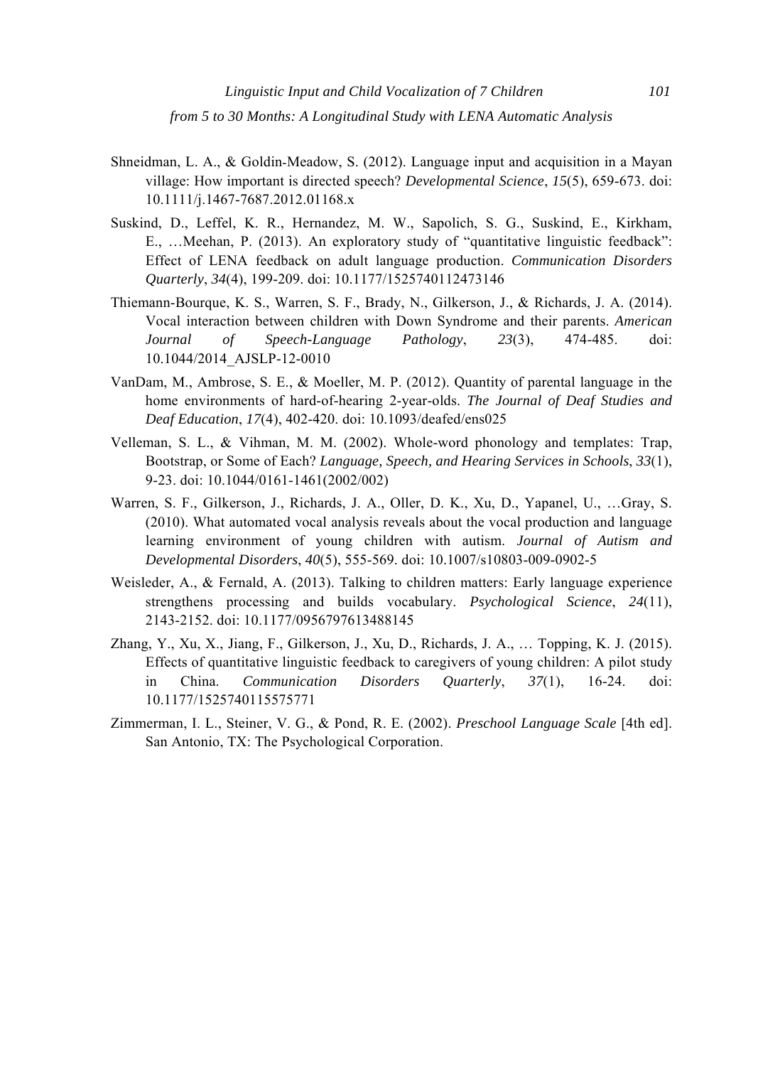Shneidman, L. A., & Goldin-Meadow, S. (2012). Language input and acquisition in a Mayan village: How important is directed speech? *Developmental Science*, *15*(5), 659-673. doi: 10.1111/j.1467-7687.2012.01168.x

Suskind, D., Leffel, K. R., Hernandez, M. W., Sapolich, S. G., Suskind, E., Kirkham, E., …Meehan, P. (2013). An exploratory study of "quantitative linguistic feedback": Effect of LENA feedback on adult language production. *Communication Disorders Quarterly*, *34*(4), 199-209. doi: 10.1177/1525740112473146

Thiemann-Bourque, K. S., Warren, S. F., Brady, N., Gilkerson, J., & Richards, J. A. (2014). Vocal interaction between children with Down Syndrome and their parents. *American Journal of Speech-Language Pathology*, *23*(3), 474-485. doi: 10.1044/2014_AJSLP-12-0010

VanDam, M., Ambrose, S. E., & Moeller, M. P. (2012). Quantity of parental language in the home environments of hard-of-hearing 2-year-olds. *The Journal of Deaf Studies and Deaf Education*, *17*(4), 402-420. doi: 10.1093/deafed/ens025

Velleman, S. L., & Vihman, M. M. (2002). Whole-word phonology and templates: Trap, Bootstrap, or Some of Each? *Language, Speech, and Hearing Services in Schools*, *33*(1), 9-23. doi: 10.1044/0161-1461(2002/002)

Warren, S. F., Gilkerson, J., Richards, J. A., Oller, D. K., Xu, D., Yapanel, U., …Gray, S. (2010). What automated vocal analysis reveals about the vocal production and language learning environment of young children with autism. *Journal of Autism and Developmental Disorders*, *40*(5), 555-569. doi: 10.1007/s10803-009-0902-5

Weisleder, A., & Fernald, A. (2013). Talking to children matters: Early language experience strengthens processing and builds vocabulary. *Psychological Science*, *24*(11), 2143-2152. doi: 10.1177/0956797613488145

Zhang, Y., Xu, X., Jiang, F., Gilkerson, J., Xu, D., Richards, J. A., … Topping, K. J. (2015). Effects of quantitative linguistic feedback to caregivers of young children: A pilot study in China. *Communication Disorders Quarterly*, *37*(1), 16-24. doi: 10.1177/1525740115575771

Zimmerman, I. L., Steiner, V. G., & Pond, R. E. (2002). *Preschool Language Scale* [4th ed]. San Antonio, TX: The Psychological Corporation.